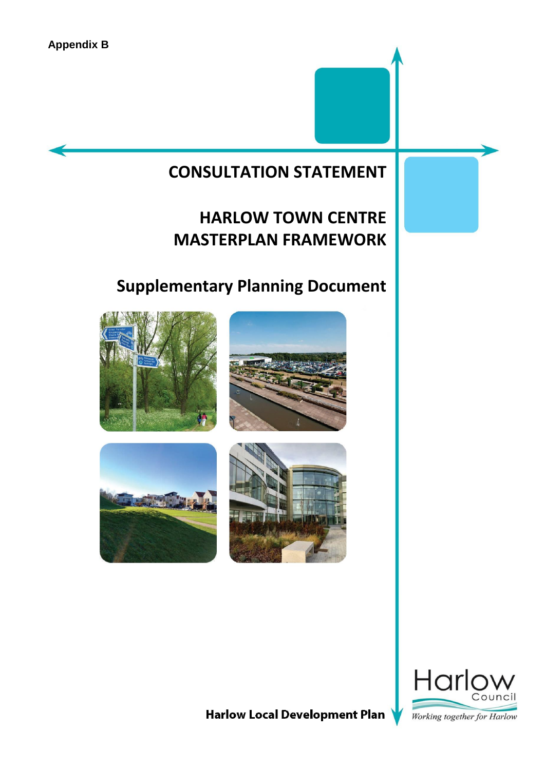Appendix B

# CONSULTATION STATEMENT

# HARLOW TOWN CENTRE MASTERPLAN FRAMEWORK

## Supplementary Planning Document

Harlow Local Development Plan

Harlow Council

*Working together for Harlow*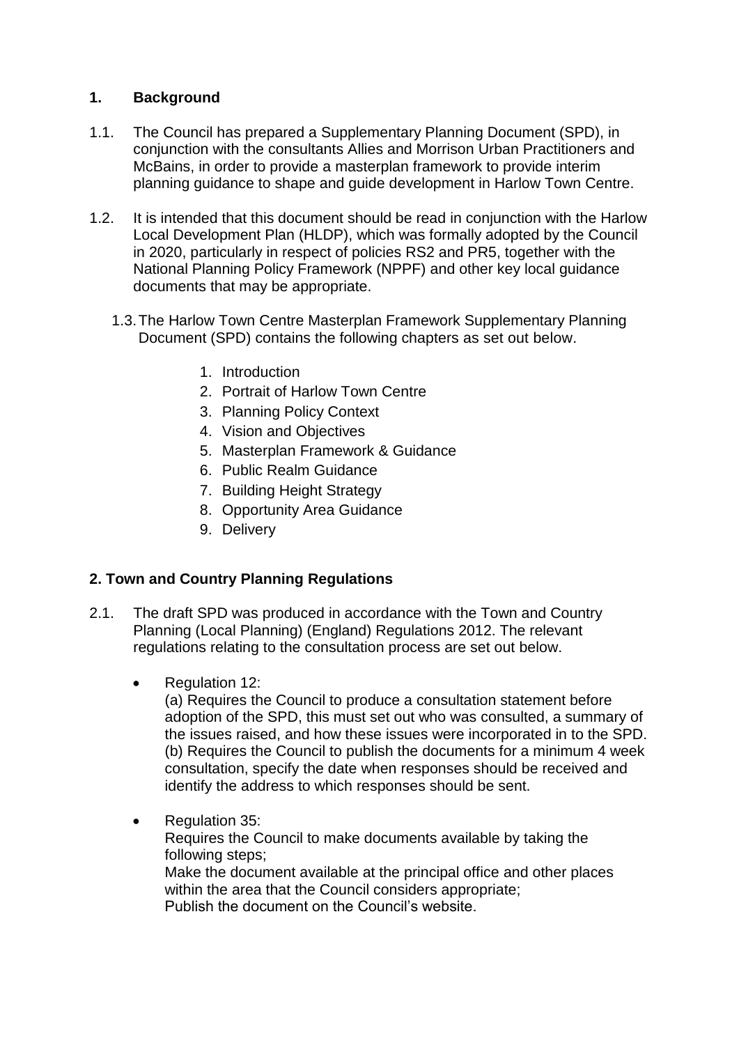## 1. Background

1.1. The Council has prepared a Supplementary Planning Document (SPD), in conjunction with the consultants Allies and Morrison Urban Practitioners and McBains, in order to provide a masterplan framework to provide interim planning guidance to shape and guide development in Harlow Town Centre.

1.2. It is intended that this document should be read in conjunction with the Harlow Local Development Plan (HLDP), which was formally adopted by the Council in 2020, particularly in respect of policies RS2 and PR5, together with the National Planning Policy Framework (NPPF) and other key local guidance documents that may be appropriate.

1.3. The Harlow Town Centre Masterplan Framework Supplementary Planning Document (SPD) contains the following chapters as set out below.

1. Introduction
2. Portrait of Harlow Town Centre
3. Planning Policy Context
4. Vision and Objectives
5. Masterplan Framework & Guidance
6. Public Realm Guidance
7. Building Height Strategy
8. Opportunity Area Guidance
9. Delivery

## 2. Town and Country Planning Regulations

2.1. The draft SPD was produced in accordance with the Town and Country Planning (Local Planning) (England) Regulations 2012. The relevant regulations relating to the consultation process are set out below.

- Regulation 12:
  (a) Requires the Council to produce a consultation statement before adoption of the SPD, this must set out who was consulted, a summary of the issues raised, and how these issues were incorporated in to the SPD.
  (b) Requires the Council to publish the documents for a minimum 4 week consultation, specify the date when responses should be received and identify the address to which responses should be sent.

- Regulation 35:
  Requires the Council to make documents available by taking the following steps;
  Make the document available at the principal office and other places within the area that the Council considers appropriate;
  Publish the document on the Council's website.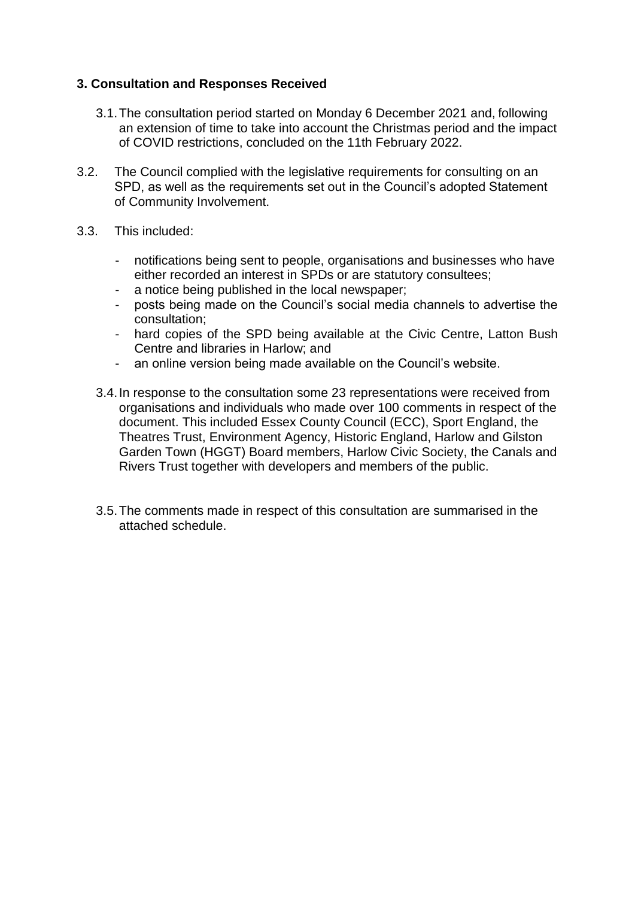### 3. Consultation and Responses Received

3.1. The consultation period started on Monday 6 December 2021 and, following an extension of time to take into account the Christmas period and the impact of COVID restrictions, concluded on the 11th February 2022.

3.2. The Council complied with the legislative requirements for consulting on an SPD, as well as the requirements set out in the Council's adopted Statement of Community Involvement.

3.3. This included:

- notifications being sent to people, organisations and businesses who have either recorded an interest in SPDs or are statutory consultees;
- a notice being published in the local newspaper;
- posts being made on the Council's social media channels to advertise the consultation;
- hard copies of the SPD being available at the Civic Centre, Latton Bush Centre and libraries in Harlow; and
- an online version being made available on the Council's website.

3.4. In response to the consultation some 23 representations were received from organisations and individuals who made over 100 comments in respect of the document. This included Essex County Council (ECC), Sport England, the Theatres Trust, Environment Agency, Historic England, Harlow and Gilston Garden Town (HGGT) Board members, Harlow Civic Society, the Canals and Rivers Trust together with developers and members of the public.

3.5. The comments made in respect of this consultation are summarised in the attached schedule.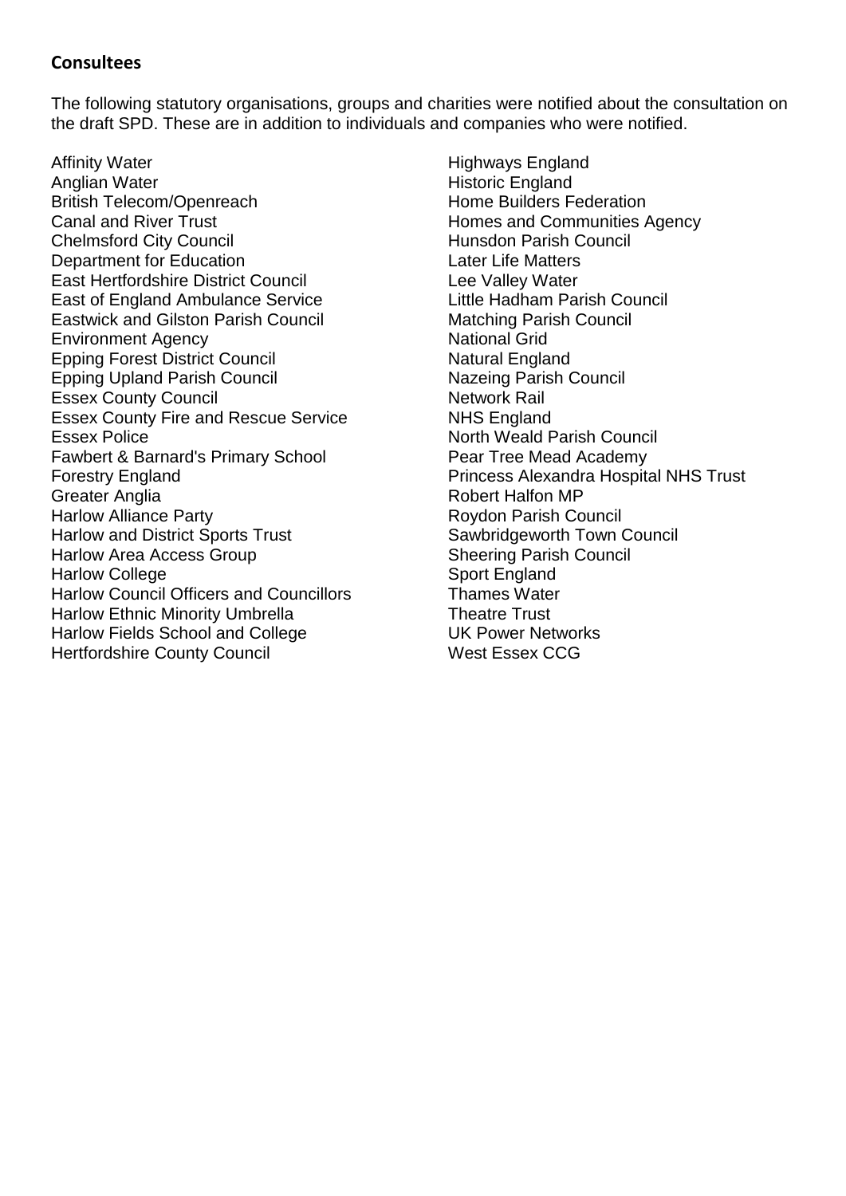## Consultees

The following statutory organisations, groups and charities were notified about the consultation on the draft SPD. These are in addition to individuals and companies who were notified.

Affinity Water
Anglian Water
British Telecom/Openreach
Canal and River Trust
Chelmsford City Council
Department for Education
East Hertfordshire District Council
East of England Ambulance Service
Eastwick and Gilston Parish Council
Environment Agency
Epping Forest District Council
Epping Upland Parish Council
Essex County Council
Essex County Fire and Rescue Service
Essex Police
Fawbert & Barnard's Primary School
Forestry England
Greater Anglia
Harlow Alliance Party
Harlow and District Sports Trust
Harlow Area Access Group
Harlow College
Harlow Council Officers and Councillors
Harlow Ethnic Minority Umbrella
Harlow Fields School and College
Hertfordshire County Council
Highways England
Historic England
Home Builders Federation
Homes and Communities Agency
Hunsdon Parish Council
Later Life Matters
Lee Valley Water
Little Hadham Parish Council
Matching Parish Council
National Grid
Natural England
Nazeing Parish Council
Network Rail
NHS England
North Weald Parish Council
Pear Tree Mead Academy
Princess Alexandra Hospital NHS Trust
Robert Halfon MP
Roydon Parish Council
Sawbridgeworth Town Council
Sheering Parish Council
Sport England
Thames Water
Theatre Trust
UK Power Networks
West Essex CCG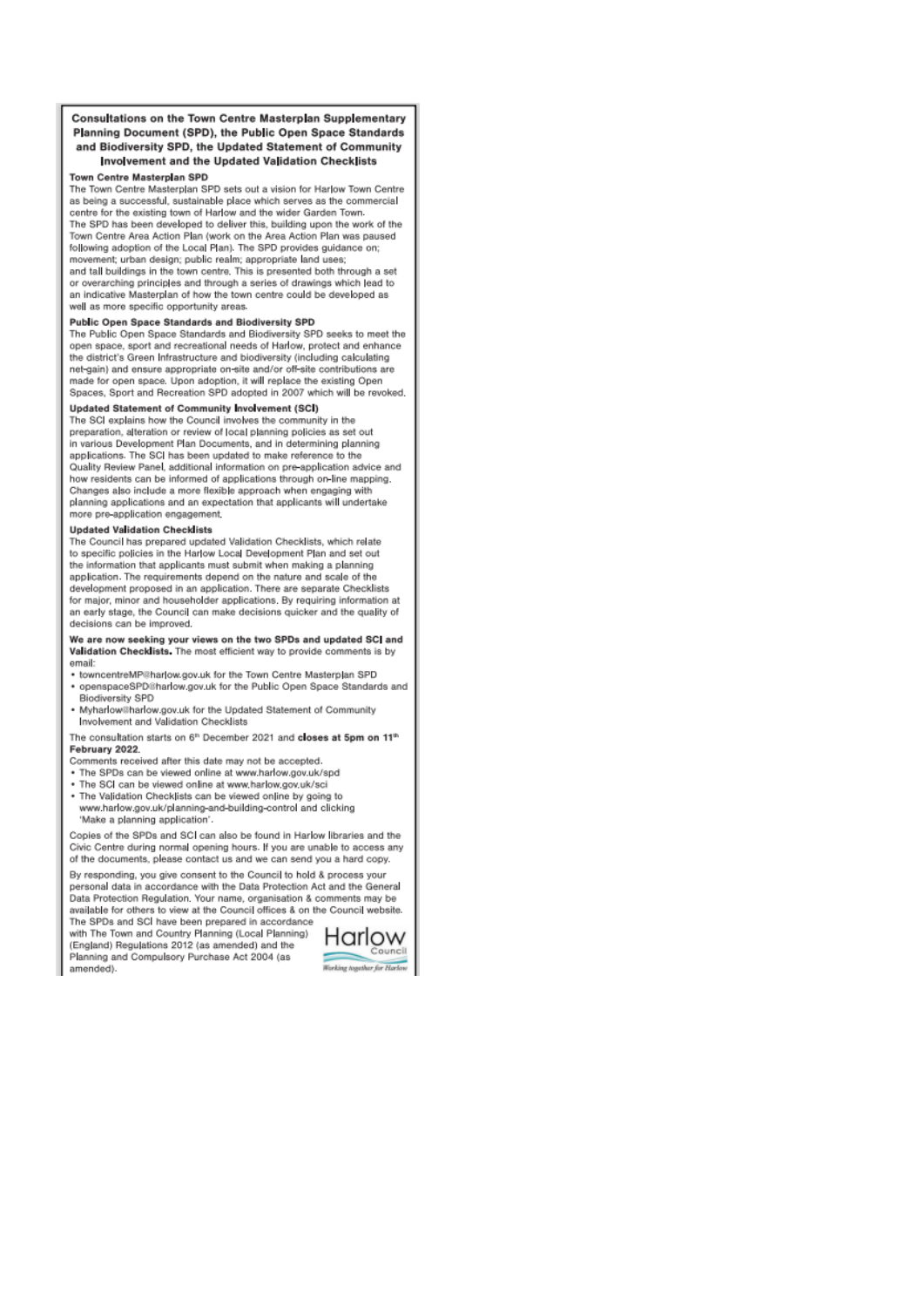# Consultations on the Town Centre Masterplan Supplementary Planning Document (SPD), the Public Open Space Standards and Biodiversity SPD, the Updated Statement of Community Involvement and the Updated Validation Checklists

## Town Centre Masterplan SPD

The Town Centre Masterplan SPD sets out a vision for Harlow Town Centre as being a successful, sustainable place which serves as the commercial centre for the existing town of Harlow and the wider Garden Town.

The SPD has been developed to deliver this, building upon the work of the Town Centre Area Action Plan (work on the Area Action Plan was paused following adoption of the Local Plan). The SPD provides guidance on; movement; urban design; public realm; appropriate land uses; and tall buildings in the town centre. This is presented both through a set or overarching principles and through a series of drawings which lead to an indicative Masterplan of how the town centre could be developed as well as more specific opportunity areas.

## Public Open Space Standards and Biodiversity SPD

The Public Open Space Standards and Biodiversity SPD seeks to meet the open space, sport and recreational needs of Harlow, protect and enhance the district's Green Infrastructure and biodiversity (including calculating net-gain) and ensure appropriate on-site and/or off-site contributions are made for open space. Upon adoption, it will replace the existing Open Spaces, Sport and Recreation SPD adopted in 2007 which will be revoked.

## Updated Statement of Community Involvement (SCI)

The SCI explains how the Council involves the community in the preparation, alteration or review of local planning policies as set out in various Development Plan Documents, and in determining planning applications. The SCI has been updated to make reference to the Quality Review Panel, additional information on pre-application advice and how residents can be informed of applications through on-line mapping. Changes also include a more flexible approach when engaging with planning applications and an expectation that applicants will undertake more pre-application engagement.

## Updated Validation Checklists

The Council has prepared updated Validation Checklists, which relate to specific policies in the Harlow Local Development Plan and set out the information that applicants must submit when making a planning application. The requirements depend on the nature and scale of the development proposed in an application. There are separate Checklists for major, minor and householder applications. By requiring information at an early stage, the Council can make decisions quicker and the quality of decisions can be improved.

**We are now seeking your views on the two SPDs and updated SCI and Validation Checklists.** The most efficient way to provide comments is by email:

- towncentreMP@harlow.gov.uk for the Town Centre Masterplan SPD
- openspaceSPD@harlow.gov.uk for the Public Open Space Standards and Biodiversity SPD
- Myharlow@harlow.gov.uk for the Updated Statement of Community Involvement and Validation Checklists

The consultation starts on 6th December 2021 and **closes at 5pm on 11th February 2022.**

Comments received after this date may not be accepted.

- The SPDs can be viewed online at www.harlow.gov.uk/spd
- The SCI can be viewed online at www.harlow.gov.uk/sci
- The Validation Checklists can be viewed online by going to www.harlow.gov.uk/planning-and-building-control and clicking 'Make a planning application'.

Copies of the SPDs and SCI can also be found in Harlow libraries and the Civic Centre during normal opening hours. If you are unable to access any of the documents, please contact us and we can send you a hard copy.

By responding, you give consent to the Council to hold & process your personal data in accordance with the Data Protection Act and the General Data Protection Regulation. Your name, organisation & comments may be available for others to view at the Council offices & on the Council website.

The SPDs and SCI have been prepared in accordance with The Town and Country Planning (Local Planning) (England) Regulations 2012 (as amended) and the Planning and Compulsory Purchase Act 2004 (as amended).

Harlow Council

*Working together for Harlow*